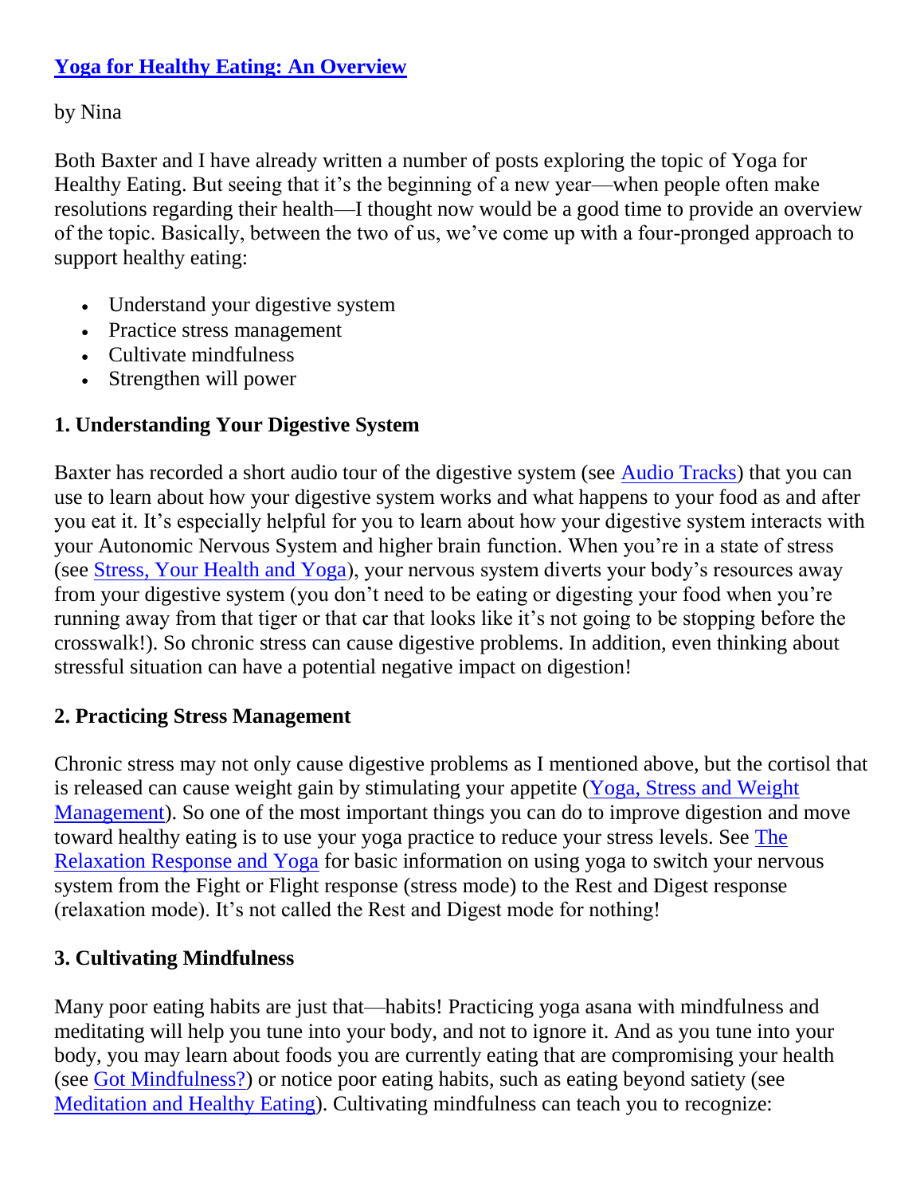# [Yoga for Healthy Eating: An Overview]

by Nina

Both Baxter and I have already written a number of posts exploring the topic of Yoga for Healthy Eating. But seeing that it's the beginning of a new year—when people often make resolutions regarding their health—I thought now would be a good time to provide an overview of the topic. Basically, between the two of us, we've come up with a four-pronged approach to support healthy eating:

- Understand your digestive system
- Practice stress management
- Cultivate mindfulness
- Strengthen will power

## 1. Understanding Your Digestive System

Baxter has recorded a short audio tour of the digestive system (see Audio Tracks) that you can use to learn about how your digestive system works and what happens to your food as and after you eat it. It's especially helpful for you to learn about how your digestive system interacts with your Autonomic Nervous System and higher brain function. When you're in a state of stress (see Stress, Your Health and Yoga), your nervous system diverts your body's resources away from your digestive system (you don't need to be eating or digesting your food when you're running away from that tiger or that car that looks like it's not going to be stopping before the crosswalk!). So chronic stress can cause digestive problems. In addition, even thinking about stressful situation can have a potential negative impact on digestion!

## 2. Practicing Stress Management

Chronic stress may not only cause digestive problems as I mentioned above, but the cortisol that is released can cause weight gain by stimulating your appetite (Yoga, Stress and Weight Management). So one of the most important things you can do to improve digestion and move toward healthy eating is to use your yoga practice to reduce your stress levels. See The Relaxation Response and Yoga for basic information on using yoga to switch your nervous system from the Fight or Flight response (stress mode) to the Rest and Digest response (relaxation mode). It's not called the Rest and Digest mode for nothing!

## 3. Cultivating Mindfulness

Many poor eating habits are just that—habits! Practicing yoga asana with mindfulness and meditating will help you tune into your body, and not to ignore it. And as you tune into your body, you may learn about foods you are currently eating that are compromising your health (see Got Mindfulness?) or notice poor eating habits, such as eating beyond satiety (see Meditation and Healthy Eating). Cultivating mindfulness can teach you to recognize: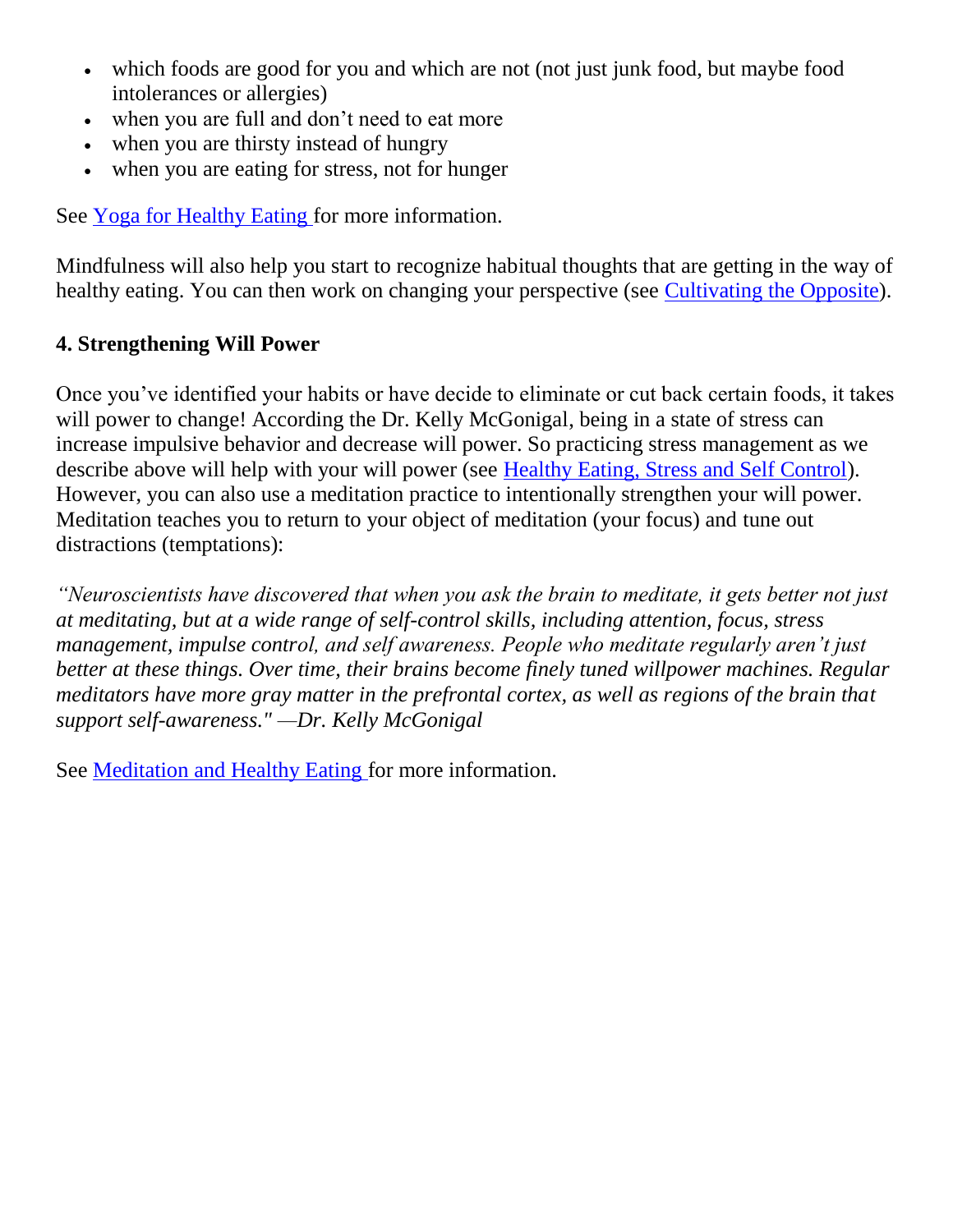- which foods are good for you and which are not (not just junk food, but maybe food intolerances or allergies)
- when you are full and don't need to eat more
- when you are thirsty instead of hungry
- when you are eating for stress, not for hunger

See [Yoga for Healthy Eating ]for more information.

Mindfulness will also help you start to recognize habitual thoughts that are getting in the way of healthy eating. You can then work on changing your perspective (see [Cultivating the Opposite]).

**4. Strengthening Will Power**

Once you've identified your habits or have decide to eliminate or cut back certain foods, it takes will power to change! According the Dr. Kelly McGonigal, being in a state of stress can increase impulsive behavior and decrease will power. So practicing stress management as we describe above will help with your will power (see [Healthy Eating, Stress and Self Control]). However, you can also use a meditation practice to intentionally strengthen your will power. Meditation teaches you to return to your object of meditation (your focus) and tune out distractions (temptations):

*"Neuroscientists have discovered that when you ask the brain to meditate, it gets better not just at meditating, but at a wide range of self-control skills, including attention, focus, stress management, impulse control, and self awareness. People who meditate regularly aren't just better at these things. Over time, their brains become finely tuned willpower machines. Regular meditators have more gray matter in the prefrontal cortex, as well as regions of the brain that support self-awareness." —Dr. Kelly McGonigal*

See [Meditation and Healthy Eating ]for more information.